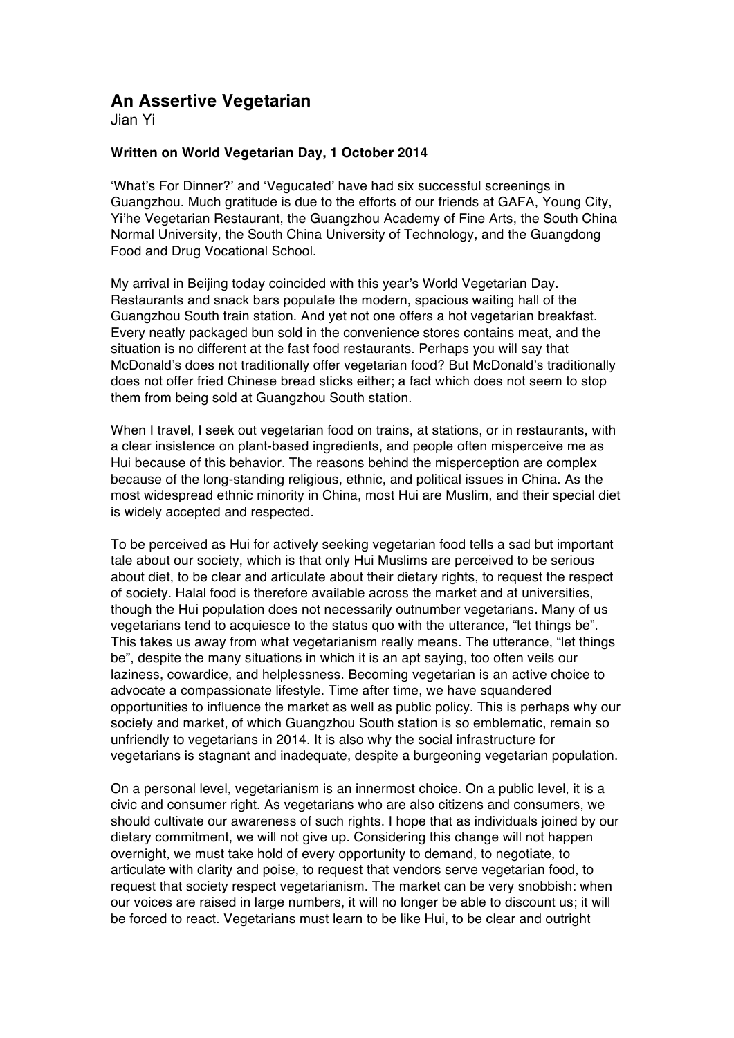# An Assertive Vegetarian

Jian Yi

**Written on World Vegetarian Day, 1 October 2014**

'What's For Dinner?' and 'Vegucated' have had six successful screenings in Guangzhou. Much gratitude is due to the efforts of our friends at GAFA, Young City, Yi'he Vegetarian Restaurant, the Guangzhou Academy of Fine Arts, the South China Normal University, the South China University of Technology, and the Guangdong Food and Drug Vocational School.

My arrival in Beijing today coincided with this year's World Vegetarian Day. Restaurants and snack bars populate the modern, spacious waiting hall of the Guangzhou South train station. And yet not one offers a hot vegetarian breakfast. Every neatly packaged bun sold in the convenience stores contains meat, and the situation is no different at the fast food restaurants. Perhaps you will say that McDonald's does not traditionally offer vegetarian food? But McDonald's traditionally does not offer fried Chinese bread sticks either; a fact which does not seem to stop them from being sold at Guangzhou South station.

When I travel, I seek out vegetarian food on trains, at stations, or in restaurants, with a clear insistence on plant-based ingredients, and people often misperceive me as Hui because of this behavior. The reasons behind the misperception are complex because of the long-standing religious, ethnic, and political issues in China. As the most widespread ethnic minority in China, most Hui are Muslim, and their special diet is widely accepted and respected.

To be perceived as Hui for actively seeking vegetarian food tells a sad but important tale about our society, which is that only Hui Muslims are perceived to be serious about diet, to be clear and articulate about their dietary rights, to request the respect of society. Halal food is therefore available across the market and at universities, though the Hui population does not necessarily outnumber vegetarians. Many of us vegetarians tend to acquiesce to the status quo with the utterance, "let things be". This takes us away from what vegetarianism really means. The utterance, "let things be", despite the many situations in which it is an apt saying, too often veils our laziness, cowardice, and helplessness. Becoming vegetarian is an active choice to advocate a compassionate lifestyle. Time after time, we have squandered opportunities to influence the market as well as public policy. This is perhaps why our society and market, of which Guangzhou South station is so emblematic, remain so unfriendly to vegetarians in 2014. It is also why the social infrastructure for vegetarians is stagnant and inadequate, despite a burgeoning vegetarian population.

On a personal level, vegetarianism is an innermost choice. On a public level, it is a civic and consumer right. As vegetarians who are also citizens and consumers, we should cultivate our awareness of such rights. I hope that as individuals joined by our dietary commitment, we will not give up. Considering this change will not happen overnight, we must take hold of every opportunity to demand, to negotiate, to articulate with clarity and poise, to request that vendors serve vegetarian food, to request that society respect vegetarianism. The market can be very snobbish: when our voices are raised in large numbers, it will no longer be able to discount us; it will be forced to react. Vegetarians must learn to be like Hui, to be clear and outright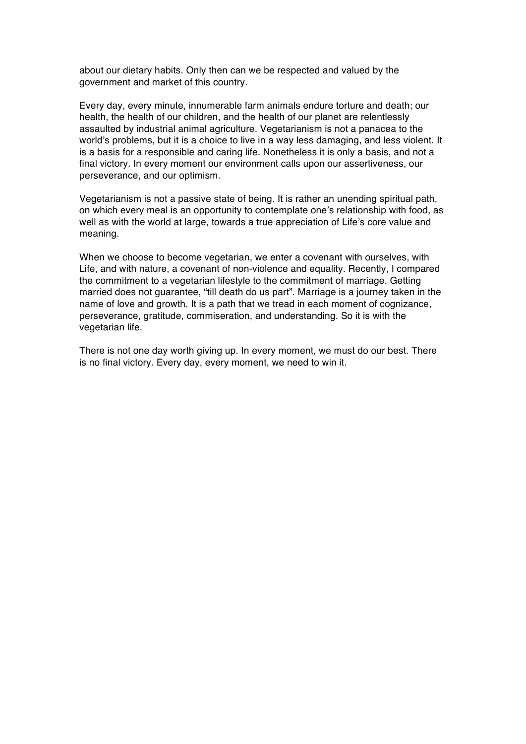about our dietary habits. Only then can we be respected and valued by the government and market of this country.

Every day, every minute, innumerable farm animals endure torture and death; our health, the health of our children, and the health of our planet are relentlessly assaulted by industrial animal agriculture. Vegetarianism is not a panacea to the world's problems, but it is a choice to live in a way less damaging, and less violent. It is a basis for a responsible and caring life. Nonetheless it is only a basis, and not a final victory. In every moment our environment calls upon our assertiveness, our perseverance, and our optimism.

Vegetarianism is not a passive state of being. It is rather an unending spiritual path, on which every meal is an opportunity to contemplate one's relationship with food, as well as with the world at large, towards a true appreciation of Life's core value and meaning.

When we choose to become vegetarian, we enter a covenant with ourselves, with Life, and with nature, a covenant of non-violence and equality. Recently, I compared the commitment to a vegetarian lifestyle to the commitment of marriage. Getting married does not guarantee, "till death do us part". Marriage is a journey taken in the name of love and growth. It is a path that we tread in each moment of cognizance, perseverance, gratitude, commiseration, and understanding. So it is with the vegetarian life.

There is not one day worth giving up. In every moment, we must do our best. There is no final victory. Every day, every moment, we need to win it.